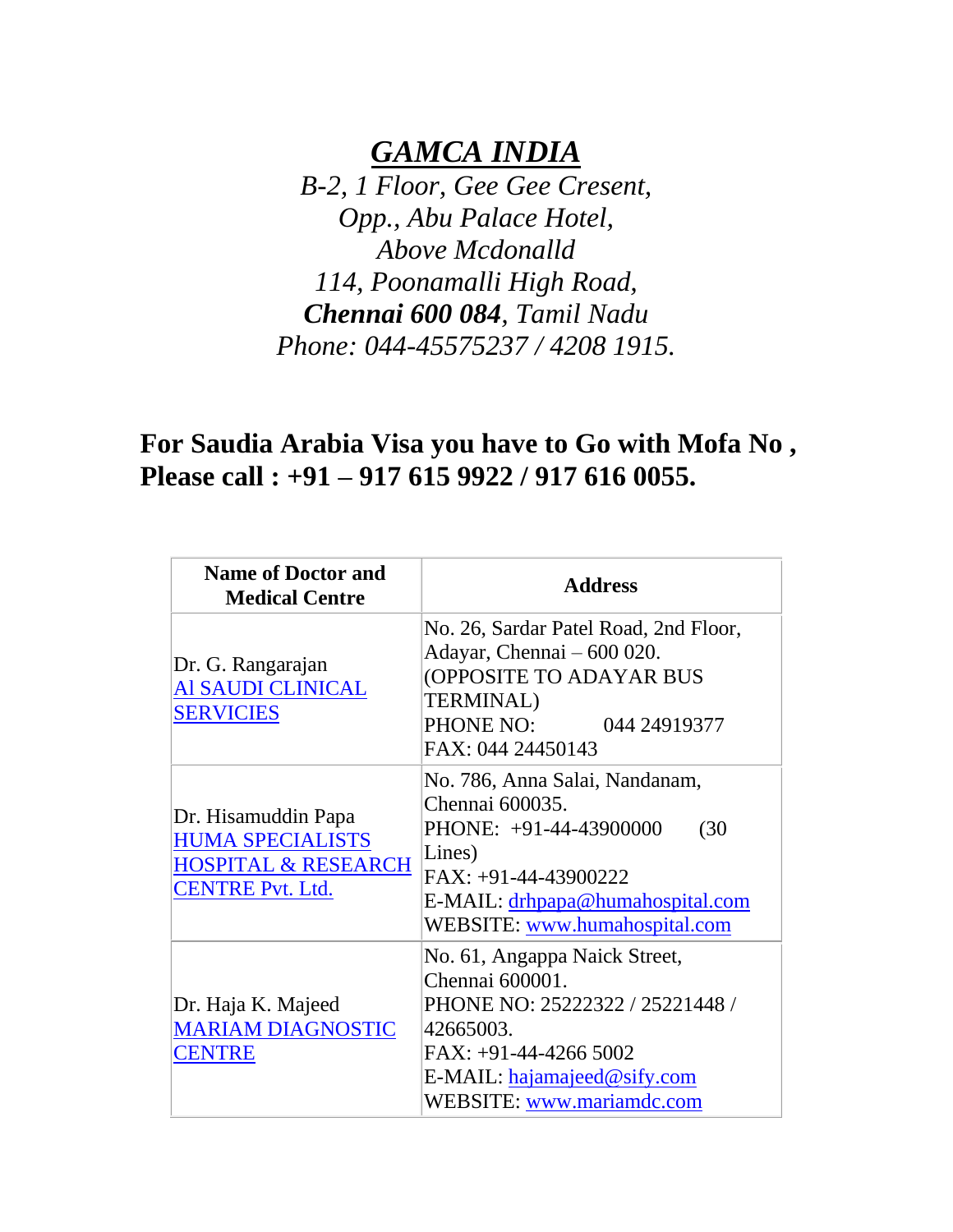# ***GAMCA INDIA***

*B-2, 1 Floor, Gee Gee Cresent,*
*Opp., Abu Palace Hotel,*
*Above Mcdonalld*
*114, Poonamalli High Road,*
***Chennai 600 084**, Tamil Nadu*
*Phone: 044-45575237 / 4208 1915.*

## For Saudia Arabia Visa you have to Go with Mofa No , Please call : +91 – 917 615 9922 / 917 616 0055.

| Name of Doctor and Medical Centre | Address |
|---|---|
| Dr. G. Rangarajan<br>Al SAUDI CLINICAL SERVICIES | No. 26, Sardar Patel Road, 2nd Floor, Adayar, Chennai – 600 020.<br>(OPPOSITE TO ADAYAR BUS TERMINAL)<br>PHONE NO: 044 24919377<br>FAX: 044 24450143 |
| Dr. Hisamuddin Papa<br>HUMA SPECIALISTS HOSPITAL & RESEARCH CENTRE Pvt. Ltd. | No. 786, Anna Salai, Nandanam, Chennai 600035.<br>PHONE: +91-44-43900000 (30 Lines)<br>FAX: +91-44-43900222<br>E-MAIL: drhpapa@humahospital.com<br>WEBSITE: www.humahospital.com |
| Dr. Haja K. Majeed<br>MARIAM DIAGNOSTIC CENTRE | No. 61, Angappa Naick Street, Chennai 600001.<br>PHONE NO: 25222322 / 25221448 / 42665003.<br>FAX: +91-44-4266 5002<br>E-MAIL: hajamajeed@sify.com<br>WEBSITE: www.mariamdc.com |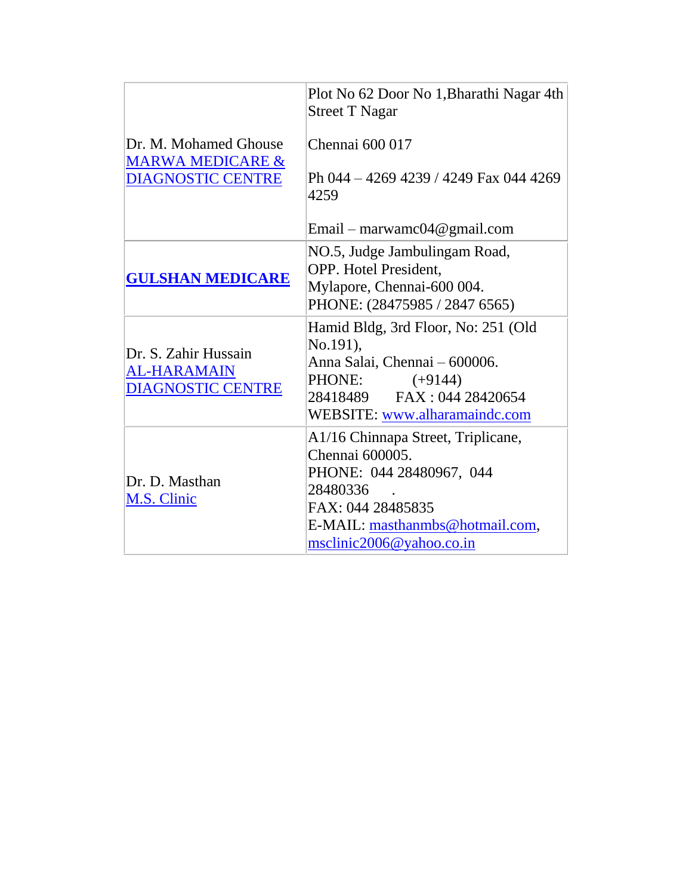| | |
|---|---|
| Dr. M. Mohamed Ghouse<br>MARWA MEDICARE & DIAGNOSTIC CENTRE | Plot No 62 Door No 1,Bharathi Nagar 4th Street T Nagar<br><br>Chennai 600 017<br><br>Ph 044 – 4269 4239 / 4249 Fax 044 4269 4259<br><br>Email – marwamc04@gmail.com |
| **GULSHAN MEDICARE** | NO.5, Judge Jambulingam Road,<br>OPP. Hotel President,<br>Mylapore, Chennai-600 004.<br>PHONE: (28475985 / 2847 6565) |
| Dr. S. Zahir Hussain<br>AL-HARAMAIN DIAGNOSTIC CENTRE | Hamid Bldg, 3rd Floor, No: 251 (Old No.191),<br>Anna Salai, Chennai – 600006.<br>PHONE: (+9144) 28418489 FAX : 044 28420654<br>WEBSITE: www.alharamaindc.com |
| Dr. D. Masthan<br>M.S. Clinic | A1/16 Chinnapa Street, Triplicane, Chennai 600005.<br>PHONE: 044 28480967, 044 28480336 .<br>FAX: 044 28485835<br>E-MAIL: masthanmbs@hotmail.com, msclinic2006@yahoo.co.in |